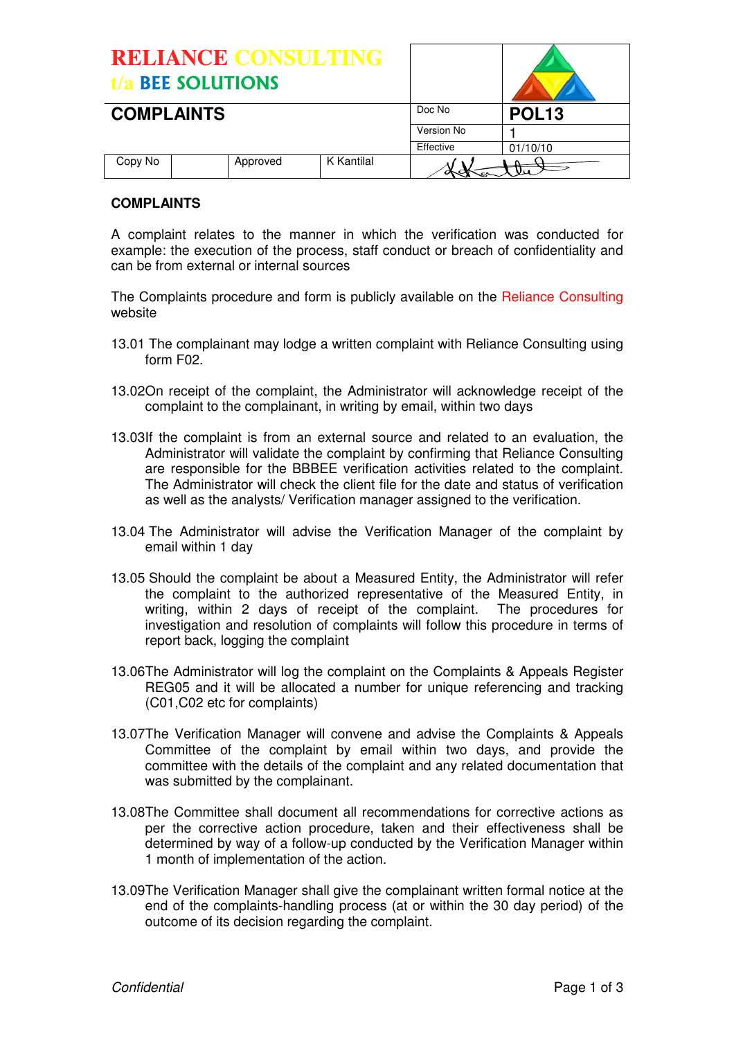| RELIANCE CONSULTING t/a BEE SOLUTIONS | | | | | |
|---|---|---|---|---|---|
| **COMPLAINTS** | | | | Doc No | **POL13** |
| | | | | Version No | 1 |
| | | | | Effective | 01/10/10 |
| Copy No | | Approved | K Kantilal | | |

## COMPLAINTS

A complaint relates to the manner in which the verification was conducted for example: the execution of the process, staff conduct or breach of confidentiality and can be from external or internal sources

The Complaints procedure and form is publicly available on the Reliance Consulting website

13.01 The complainant may lodge a written complaint with Reliance Consulting using form F02.

13.02 On receipt of the complaint, the Administrator will acknowledge receipt of the complaint to the complainant, in writing by email, within two days

13.03 If the complaint is from an external source and related to an evaluation, the Administrator will validate the complaint by confirming that Reliance Consulting are responsible for the BBBEE verification activities related to the complaint. The Administrator will check the client file for the date and status of verification as well as the analysts/ Verification manager assigned to the verification.

13.04 The Administrator will advise the Verification Manager of the complaint by email within 1 day

13.05 Should the complaint be about a Measured Entity, the Administrator will refer the complaint to the authorized representative of the Measured Entity, in writing, within 2 days of receipt of the complaint. The procedures for investigation and resolution of complaints will follow this procedure in terms of report back, logging the complaint

13.06 The Administrator will log the complaint on the Complaints & Appeals Register REG05 and it will be allocated a number for unique referencing and tracking (C01,C02 etc for complaints)

13.07 The Verification Manager will convene and advise the Complaints & Appeals Committee of the complaint by email within two days, and provide the committee with the details of the complaint and any related documentation that was submitted by the complainant.

13.08 The Committee shall document all recommendations for corrective actions as per the corrective action procedure, taken and their effectiveness shall be determined by way of a follow-up conducted by the Verification Manager within 1 month of implementation of the action.

13.09 The Verification Manager shall give the complainant written formal notice at the end of the complaints-handling process (at or within the 30 day period) of the outcome of its decision regarding the complaint.

*Confidential*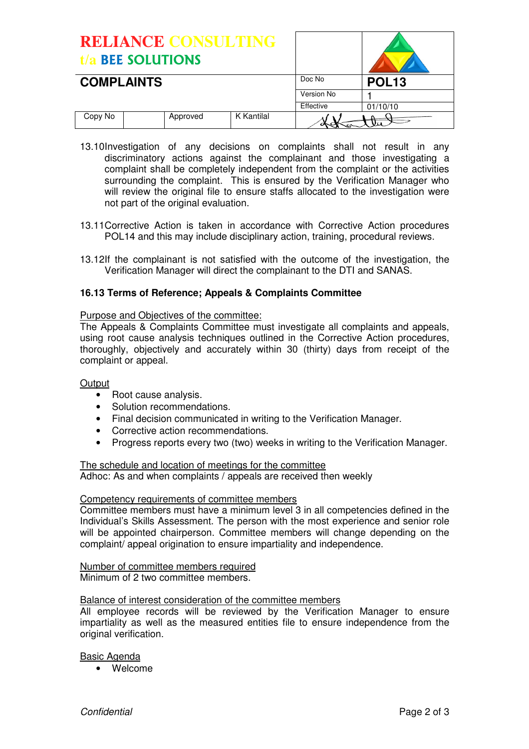13.10 Investigation of any decisions on complaints shall not result in any discriminatory actions against the complainant and those investigating a complaint shall be completely independent from the complaint or the activities surrounding the complaint. This is ensured by the Verification Manager who will review the original file to ensure staffs allocated to the investigation were not part of the original evaluation.

13.11 Corrective Action is taken in accordance with Corrective Action procedures POL14 and this may include disciplinary action, training, procedural reviews.

13.12 If the complainant is not satisfied with the outcome of the investigation, the Verification Manager will direct the complainant to the DTI and SANAS.

**16.13 Terms of Reference; Appeals & Complaints Committee**

Purpose and Objectives of the committee:

The Appeals & Complaints Committee must investigate all complaints and appeals, using root cause analysis techniques outlined in the Corrective Action procedures, thoroughly, objectively and accurately within 30 (thirty) days from receipt of the complaint or appeal.

Output

- Root cause analysis.
- Solution recommendations.
- Final decision communicated in writing to the Verification Manager.
- Corrective action recommendations.
- Progress reports every two (two) weeks in writing to the Verification Manager.

The schedule and location of meetings for the committee

Adhoc: As and when complaints / appeals are received then weekly

Competency requirements of committee members

Committee members must have a minimum level 3 in all competencies defined in the Individual's Skills Assessment. The person with the most experience and senior role will be appointed chairperson. Committee members will change depending on the complaint/ appeal origination to ensure impartiality and independence.

Number of committee members required

Minimum of 2 two committee members.

Balance of interest consideration of the committee members

All employee records will be reviewed by the Verification Manager to ensure impartiality as well as the measured entities file to ensure independence from the original verification.

Basic Agenda

- Welcome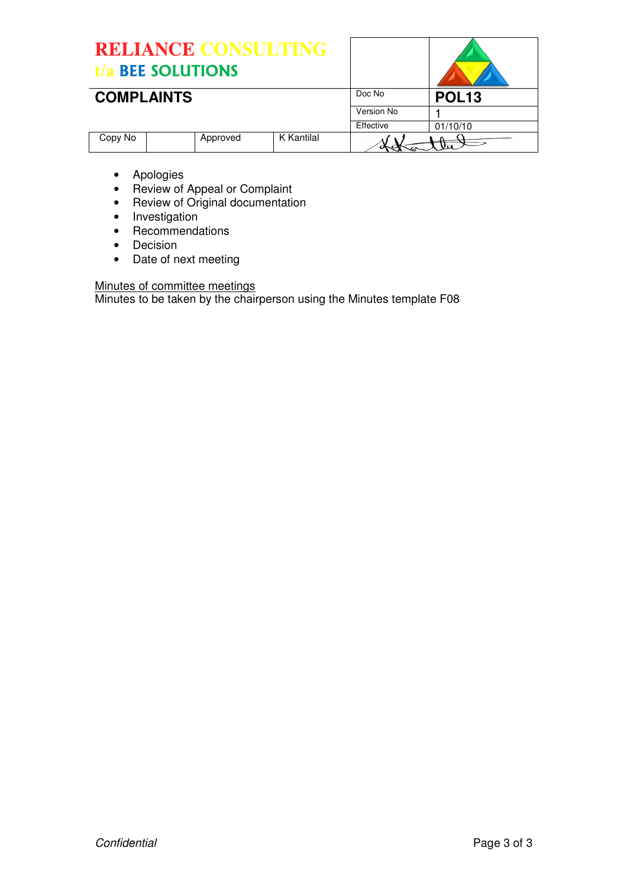- Apologies
- Review of Appeal or Complaint
- Review of Original documentation
- Investigation
- Recommendations
- Decision
- Date of next meeting

Minutes of committee meetings
Minutes to be taken by the chairperson using the Minutes template F08